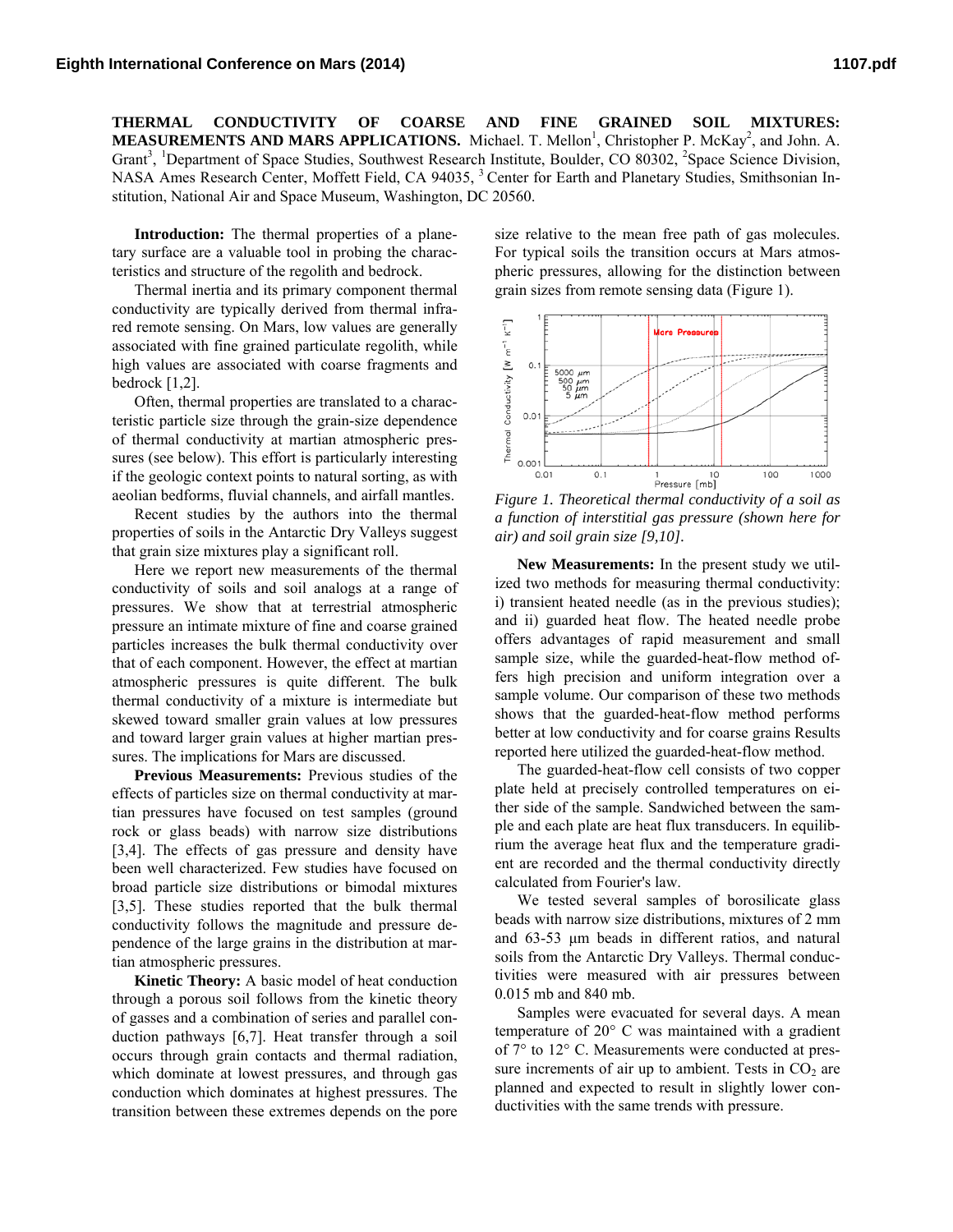# THERMAL CONDUCTIVITY OF COARSE AND FINE GRAINED SOIL MIXTURES: MEASUREMENTS AND MARS APPLICATIONS.

Michael. T. Mellon[1], Christopher P. McKay[2], and John. A. Grant[3], [1]Department of Space Studies, Southwest Research Institute, Boulder, CO 80302, [2]Space Science Division, NASA Ames Research Center, Moffett Field, CA 94035, [3] Center for Earth and Planetary Studies, Smithsonian Institution, National Air and Space Museum, Washington, DC 20560.

**Introduction:** The thermal properties of a planetary surface are a valuable tool in probing the characteristics and structure of the regolith and bedrock.

Thermal inertia and its primary component thermal conductivity are typically derived from thermal infrared remote sensing. On Mars, low values are generally associated with fine grained particulate regolith, while high values are associated with coarse fragments and bedrock [1,2].

Often, thermal properties are translated to a characteristic particle size through the grain-size dependence of thermal conductivity at martian atmospheric pressures (see below). This effort is particularly interesting if the geologic context points to natural sorting, as with aeolian bedforms, fluvial channels, and airfall mantles.

Recent studies by the authors into the thermal properties of soils in the Antarctic Dry Valleys suggest that grain size mixtures play a significant roll.

Here we report new measurements of the thermal conductivity of soils and soil analogs at a range of pressures. We show that at terrestrial atmospheric pressure an intimate mixture of fine and coarse grained particles increases the bulk thermal conductivity over that of each component. However, the effect at martian atmospheric pressures is quite different. The bulk thermal conductivity of a mixture is intermediate but skewed toward smaller grain values at low pressures and toward larger grain values at higher martian pressures. The implications for Mars are discussed.

**Previous Measurements:** Previous studies of the effects of particles size on thermal conductivity at martian pressures have focused on test samples (ground rock or glass beads) with narrow size distributions [3,4]. The effects of gas pressure and density have been well characterized. Few studies have focused on broad particle size distributions or bimodal mixtures [3,5]. These studies reported that the bulk thermal conductivity follows the magnitude and pressure dependence of the large grains in the distribution at martian atmospheric pressures.

**Kinetic Theory:** A basic model of heat conduction through a porous soil follows from the kinetic theory of gasses and a combination of series and parallel conduction pathways [6,7]. Heat transfer through a soil occurs through grain contacts and thermal radiation, which dominate at lowest pressures, and through gas conduction which dominates at highest pressures. The transition between these extremes depends on the pore size relative to the mean free path of gas molecules. For typical soils the transition occurs at Mars atmospheric pressures, allowing for the distinction between grain sizes from remote sensing data (Figure 1).

*Figure 1. Theoretical thermal conductivity of a soil as a function of interstitial gas pressure (shown here for air) and soil grain size [9,10].*

**New Measurements:** In the present study we utilized two methods for measuring thermal conductivity: i) transient heated needle (as in the previous studies); and ii) guarded heat flow. The heated needle probe offers advantages of rapid measurement and small sample size, while the guarded-heat-flow method offers high precision and uniform integration over a sample volume. Our comparison of these two methods shows that the guarded-heat-flow method performs better at low conductivity and for coarse grains Results reported here utilized the guarded-heat-flow method.

The guarded-heat-flow cell consists of two copper plate held at precisely controlled temperatures on either side of the sample. Sandwiched between the sample and each plate are heat flux transducers. In equilibrium the average heat flux and the temperature gradient are recorded and the thermal conductivity directly calculated from Fourier's law.

We tested several samples of borosilicate glass beads with narrow size distributions, mixtures of 2 mm and 63-53 μm beads in different ratios, and natural soils from the Antarctic Dry Valleys. Thermal conductivities were measured with air pressures between 0.015 mb and 840 mb.

Samples were evacuated for several days. A mean temperature of 20° C was maintained with a gradient of 7° to 12° C. Measurements were conducted at pressure increments of air up to ambient. Tests in $CO_2$ are planned and expected to result in slightly lower conductivities with the same trends with pressure.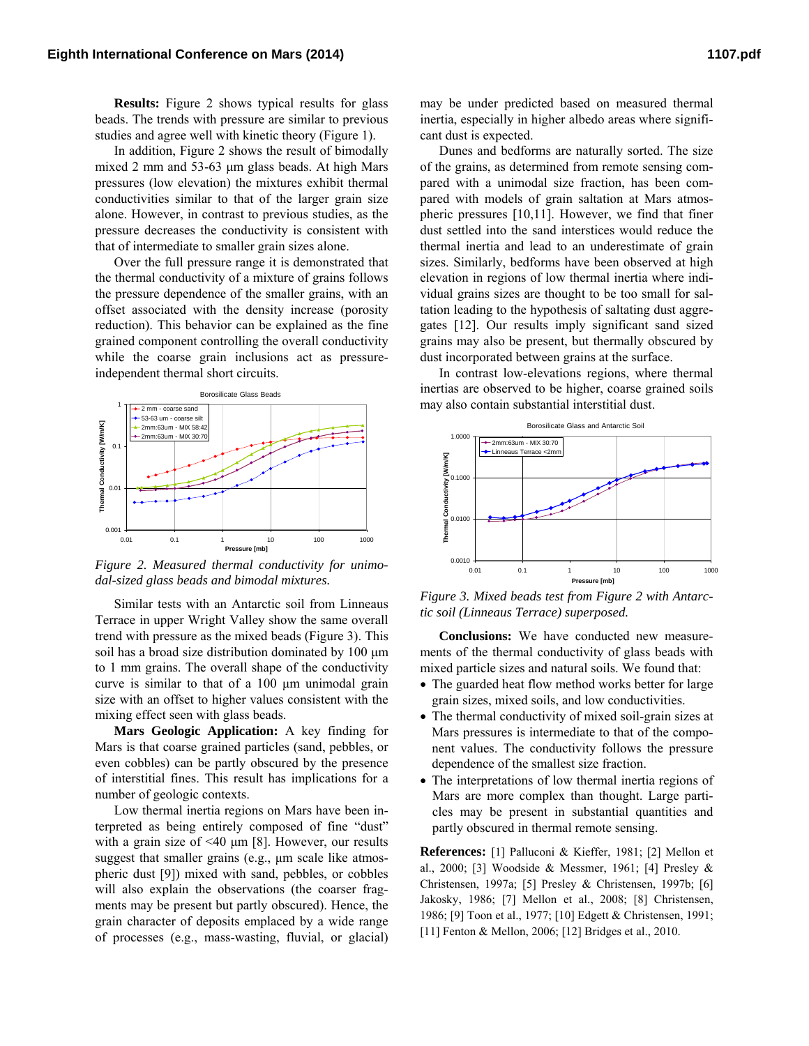**Results:** Figure 2 shows typical results for glass beads. The trends with pressure are similar to previous studies and agree well with kinetic theory (Figure 1).

In addition, Figure 2 shows the result of bimodally mixed 2 mm and 53-63 µm glass beads. At high Mars pressures (low elevation) the mixtures exhibit thermal conductivities similar to that of the larger grain size alone. However, in contrast to previous studies, as the pressure decreases the conductivity is consistent with that of intermediate to smaller grain sizes alone.

Over the full pressure range it is demonstrated that the thermal conductivity of a mixture of grains follows the pressure dependence of the smaller grains, with an offset associated with the density increase (porosity reduction). This behavior can be explained as the fine grained component controlling the overall conductivity while the coarse grain inclusions act as pressure-independent thermal short circuits.

Borosilicate Glass Beads

2 mm - coarse sand
53-63 um - coarse silt
2mm:63um - MIX 58:42
2mm:63um - MIX 30:70

Thermal Conductivity [W/m/K]

1
0.1
0.01
0.001

0.01
0.1
1
10
100
1000

Pressure [mb]

*Figure 2. Measured thermal conductivity for unimodal-sized glass beads and bimodal mixtures.*

Similar tests with an Antarctic soil from Linneaus Terrace in upper Wright Valley show the same overall trend with pressure as the mixed beads (Figure 3). This soil has a broad size distribution dominated by 100 µm to 1 mm grains. The overall shape of the conductivity curve is similar to that of a 100 µm unimodal grain size with an offset to higher values consistent with the mixing effect seen with glass beads.

**Mars Geologic Application:** A key finding for Mars is that coarse grained particles (sand, pebbles, or even cobbles) can be partly obscured by the presence of interstitial fines. This result has implications for a number of geologic contexts.

Low thermal inertia regions on Mars have been interpreted as being entirely composed of fine "dust" with a grain size of <40 µm [8]. However, our results suggest that smaller grains (e.g., µm scale like atmospheric dust [9]) mixed with sand, pebbles, or cobbles will also explain the observations (the coarser fragments may be present but partly obscured). Hence, the grain character of deposits emplaced by a wide range of processes (e.g., mass-wasting, fluvial, or glacial) may be under predicted based on measured thermal inertia, especially in higher albedo areas where significant dust is expected.

Dunes and bedforms are naturally sorted. The size of the grains, as determined from remote sensing compared with a unimodal size fraction, has been compared with models of grain saltation at Mars atmospheric pressures [10,11]. However, we find that finer dust settled into the sand interstices would reduce the thermal inertia and lead to an underestimate of grain sizes. Similarly, bedforms have been observed at high elevation in regions of low thermal inertia where individual grains sizes are thought to be too small for saltation leading to the hypothesis of saltating dust aggregates [12]. Our results imply significant sand sized grains may also be present, but thermally obscured by dust incorporated between grains at the surface.

In contrast low-elevations regions, where thermal inertias are observed to be higher, coarse grained soils may also contain substantial interstitial dust.

Borosilicate Glass and Antarctic Soil

2mm:63um - MIX 30:70
Linneaus Terrace <2mm

Thermal Conductivity [W/m/K]

1.0000
0.1000
0.0100
0.0010

0.01
0.1
1
10
100
1000

Pressure [mb]

*Figure 3. Mixed beads test from Figure 2 with Antarctic soil (Linneaus Terrace) superposed.*

**Conclusions:** We have conducted new measurements of the thermal conductivity of glass beads with mixed particle sizes and natural soils. We found that:

- The guarded heat flow method works better for large grain sizes, mixed soils, and low conductivities.
- The thermal conductivity of mixed soil-grain sizes at Mars pressures is intermediate to that of the component values. The conductivity follows the pressure dependence of the smallest size fraction.
- The interpretations of low thermal inertia regions of Mars are more complex than thought. Large particles may be present in substantial quantities and partly obscured in thermal remote sensing.

**References:** [1] Palluconi & Kieffer, 1981; [2] Mellon et al., 2000; [3] Woodside & Messmer, 1961; [4] Presley & Christensen, 1997a; [5] Presley & Christensen, 1997b; [6] Jakosky, 1986; [7] Mellon et al., 2008; [8] Christensen, 1986; [9] Toon et al., 1977; [10] Edgett & Christensen, 1991; [11] Fenton & Mellon, 2006; [12] Bridges et al., 2010.